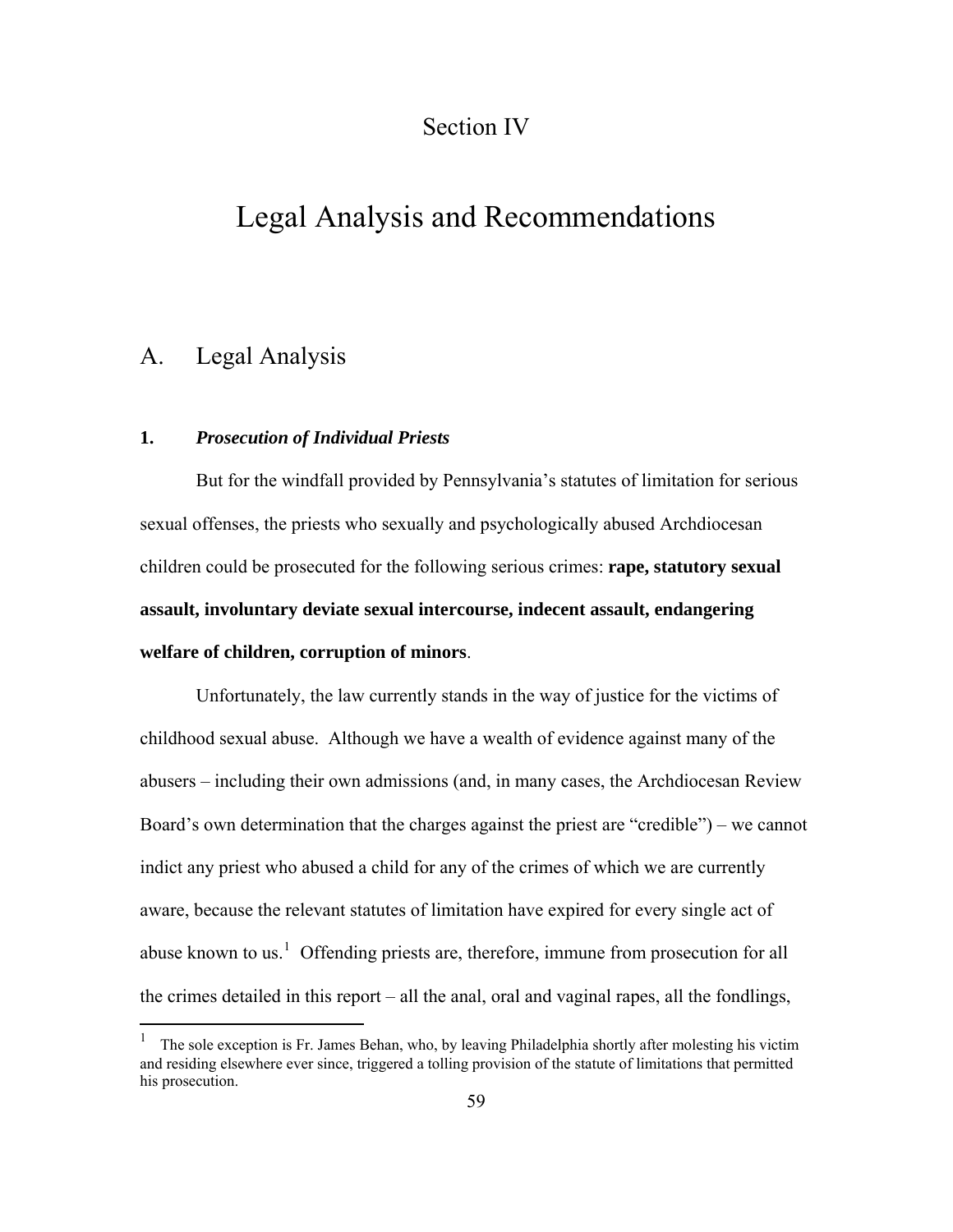# Section IV

# Legal Analysis and Recommendations

## A. Legal Analysis

### 1. *Prosecution of Individual Priests*

But for the windfall provided by Pennsylvania's statutes of limitation for serious sexual offenses, the priests who sexually and psychologically abused Archdiocesan children could be prosecuted for the following serious crimes: **rape, statutory sexual assault, involuntary deviate sexual intercourse, indecent assault, endangering welfare of children, corruption of minors**.

Unfortunately, the law currently stands in the way of justice for the victims of childhood sexual abuse. Although we have a wealth of evidence against many of the abusers – including their own admissions (and, in many cases, the Archdiocesan Review Board's own determination that the charges against the priest are "credible") – we cannot indict any priest who abused a child for any of the crimes of which we are currently aware, because the relevant statutes of limitation have expired for every single act of abuse known to us.[1] Offending priests are, therefore, immune from prosecution for all the crimes detailed in this report – all the anal, oral and vaginal rapes, all the fondlings,

[1] The sole exception is Fr. James Behan, who, by leaving Philadelphia shortly after molesting his victim and residing elsewhere ever since, triggered a tolling provision of the statute of limitations that permitted his prosecution.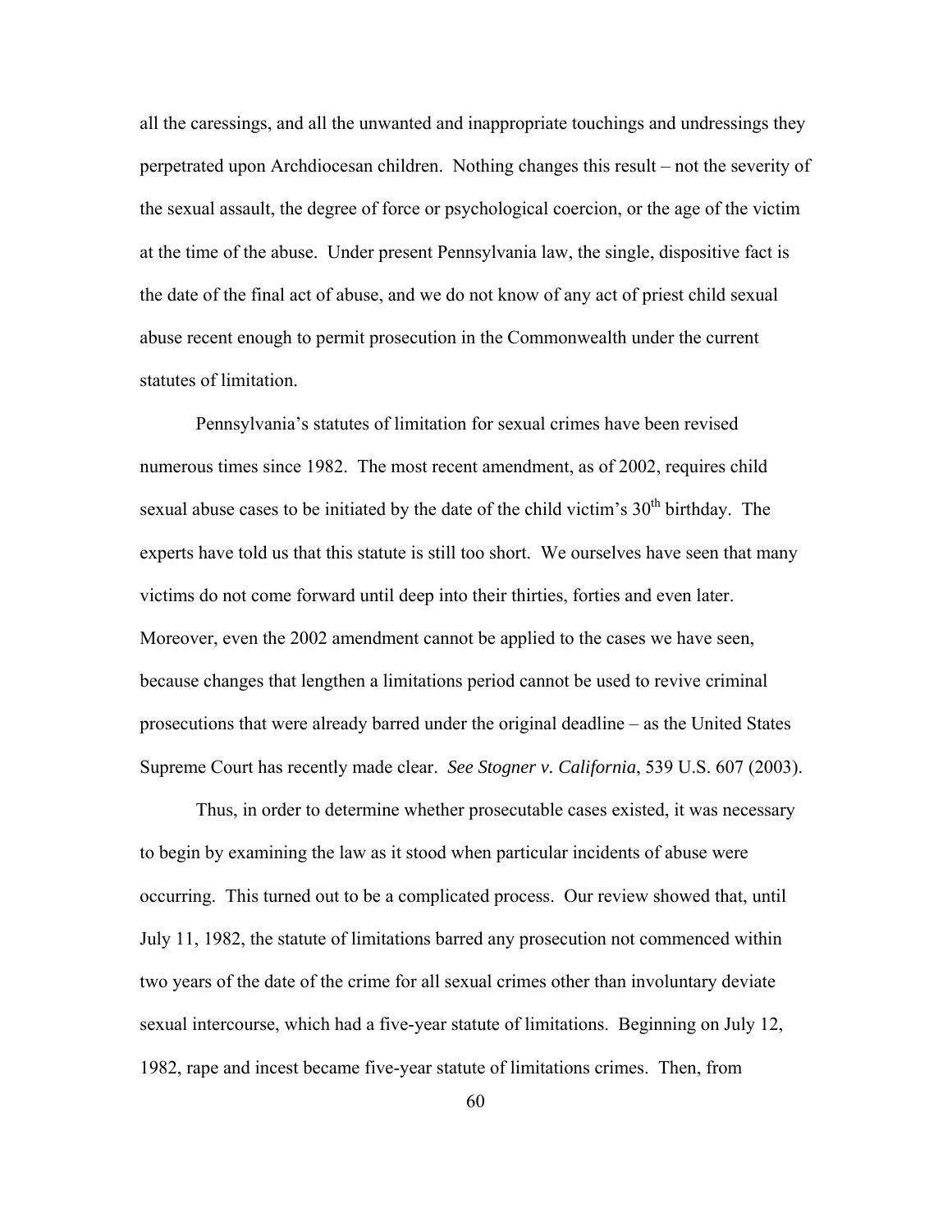all the caressings, and all the unwanted and inappropriate touchings and undressings they perpetrated upon Archdiocesan children. Nothing changes this result – not the severity of the sexual assault, the degree of force or psychological coercion, or the age of the victim at the time of the abuse. Under present Pennsylvania law, the single, dispositive fact is the date of the final act of abuse, and we do not know of any act of priest child sexual abuse recent enough to permit prosecution in the Commonwealth under the current statutes of limitation.

Pennsylvania's statutes of limitation for sexual crimes have been revised numerous times since 1982. The most recent amendment, as of 2002, requires child sexual abuse cases to be initiated by the date of the child victim's 30th birthday. The experts have told us that this statute is still too short. We ourselves have seen that many victims do not come forward until deep into their thirties, forties and even later. Moreover, even the 2002 amendment cannot be applied to the cases we have seen, because changes that lengthen a limitations period cannot be used to revive criminal prosecutions that were already barred under the original deadline – as the United States Supreme Court has recently made clear. *See Stogner v. California*, 539 U.S. 607 (2003).

Thus, in order to determine whether prosecutable cases existed, it was necessary to begin by examining the law as it stood when particular incidents of abuse were occurring. This turned out to be a complicated process. Our review showed that, until July 11, 1982, the statute of limitations barred any prosecution not commenced within two years of the date of the crime for all sexual crimes other than involuntary deviate sexual intercourse, which had a five-year statute of limitations. Beginning on July 12, 1982, rape and incest became five-year statute of limitations crimes. Then, from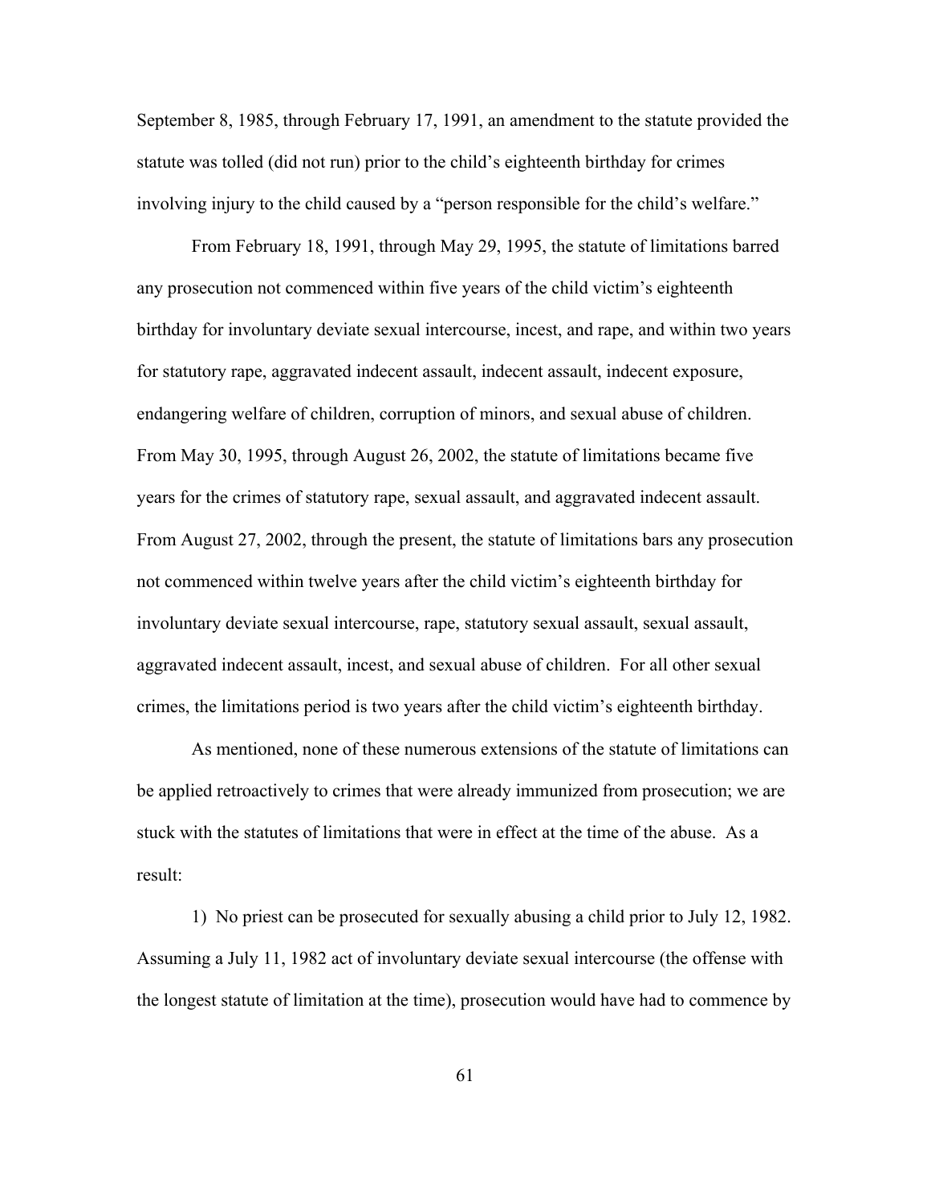September 8, 1985, through February 17, 1991, an amendment to the statute provided the statute was tolled (did not run) prior to the child's eighteenth birthday for crimes involving injury to the child caused by a "person responsible for the child's welfare."

From February 18, 1991, through May 29, 1995, the statute of limitations barred any prosecution not commenced within five years of the child victim's eighteenth birthday for involuntary deviate sexual intercourse, incest, and rape, and within two years for statutory rape, aggravated indecent assault, indecent assault, indecent exposure, endangering welfare of children, corruption of minors, and sexual abuse of children. From May 30, 1995, through August 26, 2002, the statute of limitations became five years for the crimes of statutory rape, sexual assault, and aggravated indecent assault. From August 27, 2002, through the present, the statute of limitations bars any prosecution not commenced within twelve years after the child victim's eighteenth birthday for involuntary deviate sexual intercourse, rape, statutory sexual assault, sexual assault, aggravated indecent assault, incest, and sexual abuse of children. For all other sexual crimes, the limitations period is two years after the child victim's eighteenth birthday.

As mentioned, none of these numerous extensions of the statute of limitations can be applied retroactively to crimes that were already immunized from prosecution; we are stuck with the statutes of limitations that were in effect at the time of the abuse. As a result:

1) No priest can be prosecuted for sexually abusing a child prior to July 12, 1982. Assuming a July 11, 1982 act of involuntary deviate sexual intercourse (the offense with the longest statute of limitation at the time), prosecution would have had to commence by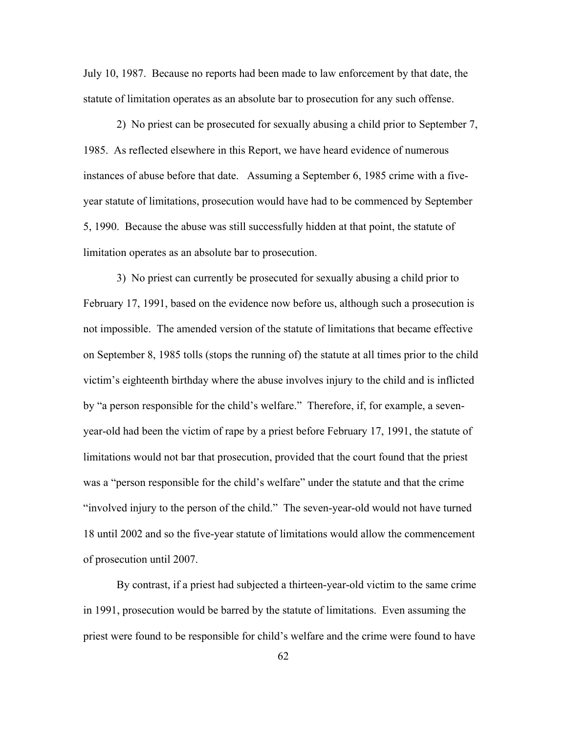July 10, 1987. Because no reports had been made to law enforcement by that date, the statute of limitation operates as an absolute bar to prosecution for any such offense.

2) No priest can be prosecuted for sexually abusing a child prior to September 7, 1985. As reflected elsewhere in this Report, we have heard evidence of numerous instances of abuse before that date. Assuming a September 6, 1985 crime with a five-year statute of limitations, prosecution would have had to be commenced by September 5, 1990. Because the abuse was still successfully hidden at that point, the statute of limitation operates as an absolute bar to prosecution.

3) No priest can currently be prosecuted for sexually abusing a child prior to February 17, 1991, based on the evidence now before us, although such a prosecution is not impossible. The amended version of the statute of limitations that became effective on September 8, 1985 tolls (stops the running of) the statute at all times prior to the child victim's eighteenth birthday where the abuse involves injury to the child and is inflicted by "a person responsible for the child's welfare." Therefore, if, for example, a seven-year-old had been the victim of rape by a priest before February 17, 1991, the statute of limitations would not bar that prosecution, provided that the court found that the priest was a "person responsible for the child's welfare" under the statute and that the crime "involved injury to the person of the child." The seven-year-old would not have turned 18 until 2002 and so the five-year statute of limitations would allow the commencement of prosecution until 2007.

By contrast, if a priest had subjected a thirteen-year-old victim to the same crime in 1991, prosecution would be barred by the statute of limitations. Even assuming the priest were found to be responsible for child's welfare and the crime were found to have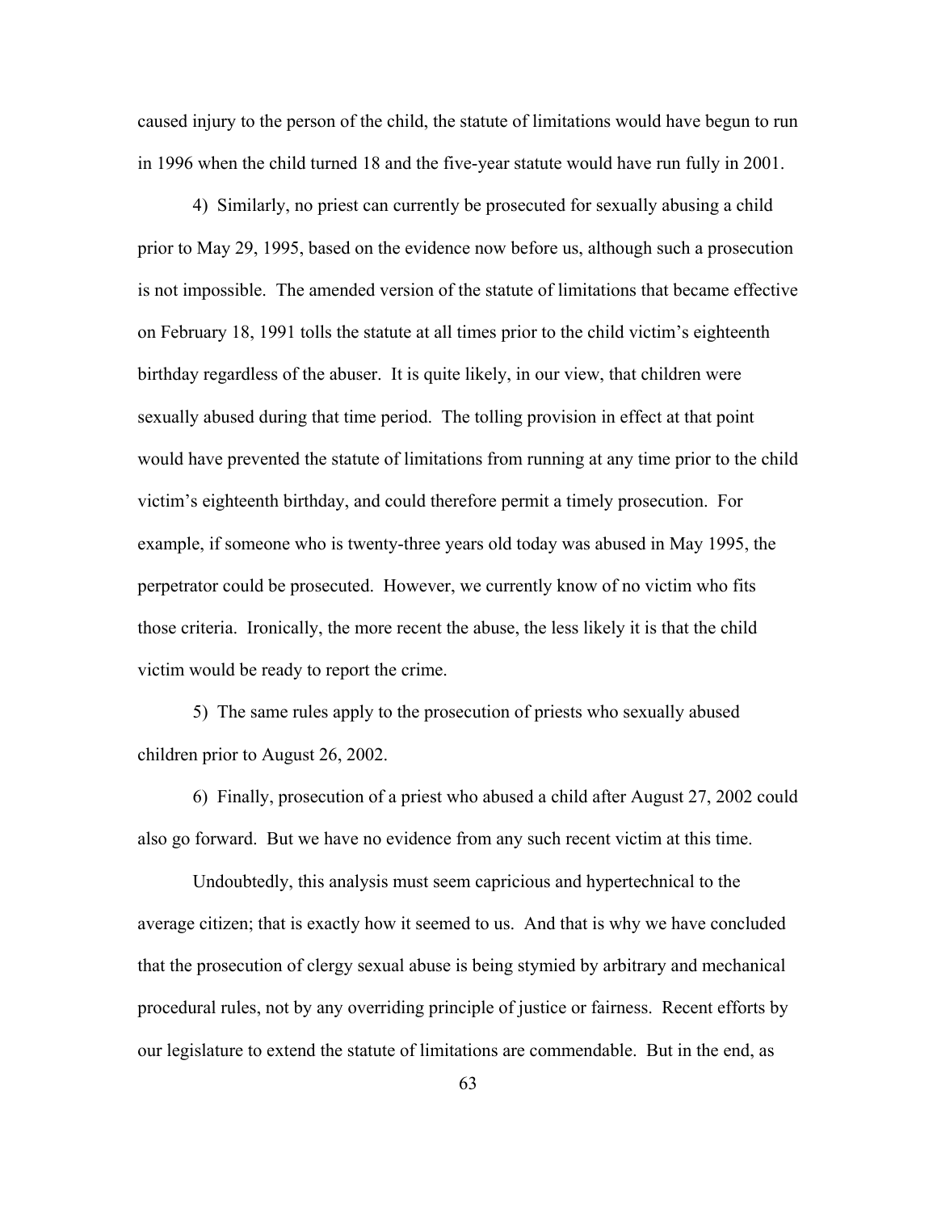caused injury to the person of the child, the statute of limitations would have begun to run in 1996 when the child turned 18 and the five-year statute would have run fully in 2001.

4) Similarly, no priest can currently be prosecuted for sexually abusing a child prior to May 29, 1995, based on the evidence now before us, although such a prosecution is not impossible. The amended version of the statute of limitations that became effective on February 18, 1991 tolls the statute at all times prior to the child victim's eighteenth birthday regardless of the abuser. It is quite likely, in our view, that children were sexually abused during that time period. The tolling provision in effect at that point would have prevented the statute of limitations from running at any time prior to the child victim's eighteenth birthday, and could therefore permit a timely prosecution. For example, if someone who is twenty-three years old today was abused in May 1995, the perpetrator could be prosecuted. However, we currently know of no victim who fits those criteria. Ironically, the more recent the abuse, the less likely it is that the child victim would be ready to report the crime.

5) The same rules apply to the prosecution of priests who sexually abused children prior to August 26, 2002.

6) Finally, prosecution of a priest who abused a child after August 27, 2002 could also go forward. But we have no evidence from any such recent victim at this time.

Undoubtedly, this analysis must seem capricious and hypertechnical to the average citizen; that is exactly how it seemed to us. And that is why we have concluded that the prosecution of clergy sexual abuse is being stymied by arbitrary and mechanical procedural rules, not by any overriding principle of justice or fairness. Recent efforts by our legislature to extend the statute of limitations are commendable. But in the end, as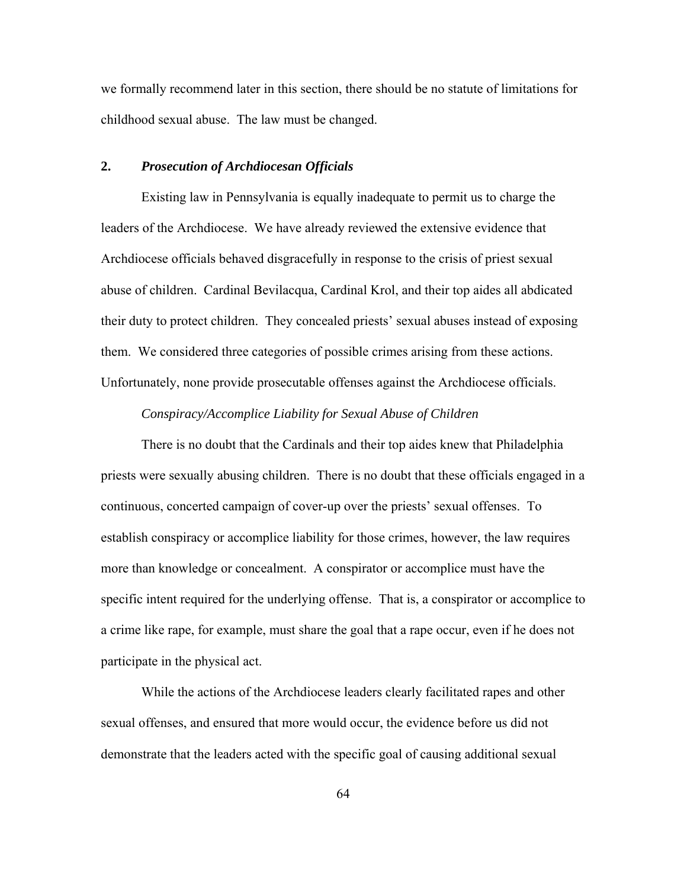we formally recommend later in this section, there should be no statute of limitations for childhood sexual abuse. The law must be changed.

## 2. *Prosecution of Archdiocesan Officials*

Existing law in Pennsylvania is equally inadequate to permit us to charge the leaders of the Archdiocese. We have already reviewed the extensive evidence that Archdiocese officials behaved disgracefully in response to the crisis of priest sexual abuse of children. Cardinal Bevilacqua, Cardinal Krol, and their top aides all abdicated their duty to protect children. They concealed priests' sexual abuses instead of exposing them. We considered three categories of possible crimes arising from these actions. Unfortunately, none provide prosecutable offenses against the Archdiocese officials.

*Conspiracy/Accomplice Liability for Sexual Abuse of Children*

There is no doubt that the Cardinals and their top aides knew that Philadelphia priests were sexually abusing children. There is no doubt that these officials engaged in a continuous, concerted campaign of cover-up over the priests' sexual offenses. To establish conspiracy or accomplice liability for those crimes, however, the law requires more than knowledge or concealment. A conspirator or accomplice must have the specific intent required for the underlying offense. That is, a conspirator or accomplice to a crime like rape, for example, must share the goal that a rape occur, even if he does not participate in the physical act.

While the actions of the Archdiocese leaders clearly facilitated rapes and other sexual offenses, and ensured that more would occur, the evidence before us did not demonstrate that the leaders acted with the specific goal of causing additional sexual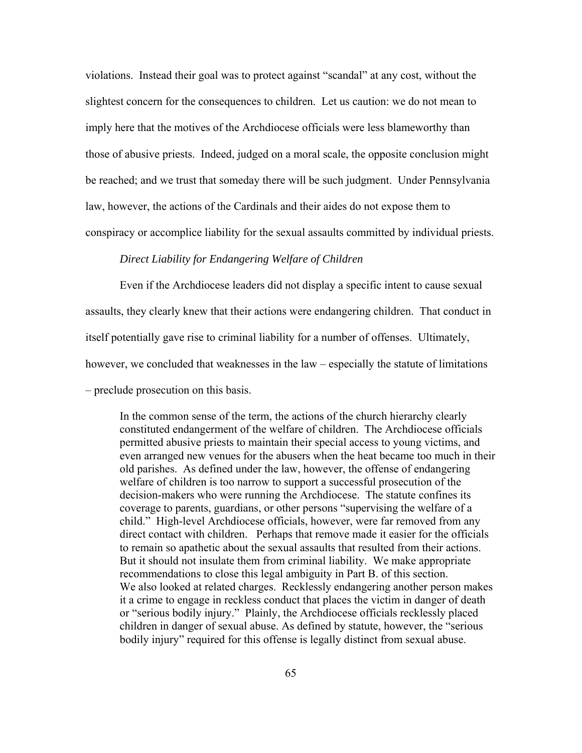violations. Instead their goal was to protect against "scandal" at any cost, without the slightest concern for the consequences to children. Let us caution: we do not mean to imply here that the motives of the Archdiocese officials were less blameworthy than those of abusive priests. Indeed, judged on a moral scale, the opposite conclusion might be reached; and we trust that someday there will be such judgment. Under Pennsylvania law, however, the actions of the Cardinals and their aides do not expose them to conspiracy or accomplice liability for the sexual assaults committed by individual priests.

*Direct Liability for Endangering Welfare of Children*

Even if the Archdiocese leaders did not display a specific intent to cause sexual assaults, they clearly knew that their actions were endangering children. That conduct in itself potentially gave rise to criminal liability for a number of offenses. Ultimately, however, we concluded that weaknesses in the law – especially the statute of limitations – preclude prosecution on this basis.

> In the common sense of the term, the actions of the church hierarchy clearly constituted endangerment of the welfare of children. The Archdiocese officials permitted abusive priests to maintain their special access to young victims, and even arranged new venues for the abusers when the heat became too much in their old parishes. As defined under the law, however, the offense of endangering welfare of children is too narrow to support a successful prosecution of the decision-makers who were running the Archdiocese. The statute confines its coverage to parents, guardians, or other persons "supervising the welfare of a child." High-level Archdiocese officials, however, were far removed from any direct contact with children. Perhaps that remove made it easier for the officials to remain so apathetic about the sexual assaults that resulted from their actions. But it should not insulate them from criminal liability. We make appropriate recommendations to close this legal ambiguity in Part B. of this section.
>
> We also looked at related charges. Recklessly endangering another person makes it a crime to engage in reckless conduct that places the victim in danger of death or "serious bodily injury." Plainly, the Archdiocese officials recklessly placed children in danger of sexual abuse. As defined by statute, however, the "serious bodily injury" required for this offense is legally distinct from sexual abuse.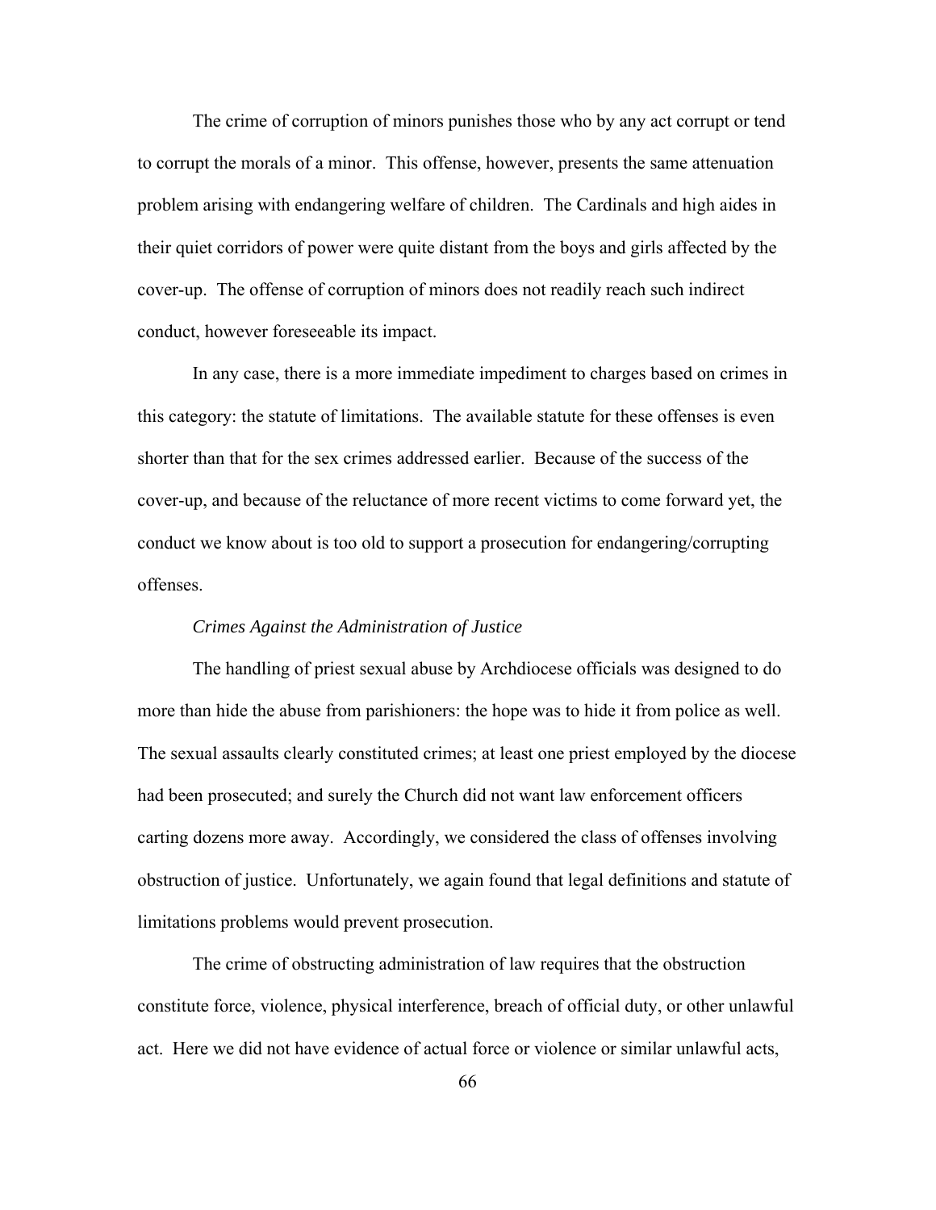The crime of corruption of minors punishes those who by any act corrupt or tend to corrupt the morals of a minor. This offense, however, presents the same attenuation problem arising with endangering welfare of children. The Cardinals and high aides in their quiet corridors of power were quite distant from the boys and girls affected by the cover-up. The offense of corruption of minors does not readily reach such indirect conduct, however foreseeable its impact.

In any case, there is a more immediate impediment to charges based on crimes in this category: the statute of limitations. The available statute for these offenses is even shorter than that for the sex crimes addressed earlier. Because of the success of the cover-up, and because of the reluctance of more recent victims to come forward yet, the conduct we know about is too old to support a prosecution for endangering/corrupting offenses.

*Crimes Against the Administration of Justice*

The handling of priest sexual abuse by Archdiocese officials was designed to do more than hide the abuse from parishioners: the hope was to hide it from police as well. The sexual assaults clearly constituted crimes; at least one priest employed by the diocese had been prosecuted; and surely the Church did not want law enforcement officers carting dozens more away. Accordingly, we considered the class of offenses involving obstruction of justice. Unfortunately, we again found that legal definitions and statute of limitations problems would prevent prosecution.

The crime of obstructing administration of law requires that the obstruction constitute force, violence, physical interference, breach of official duty, or other unlawful act. Here we did not have evidence of actual force or violence or similar unlawful acts,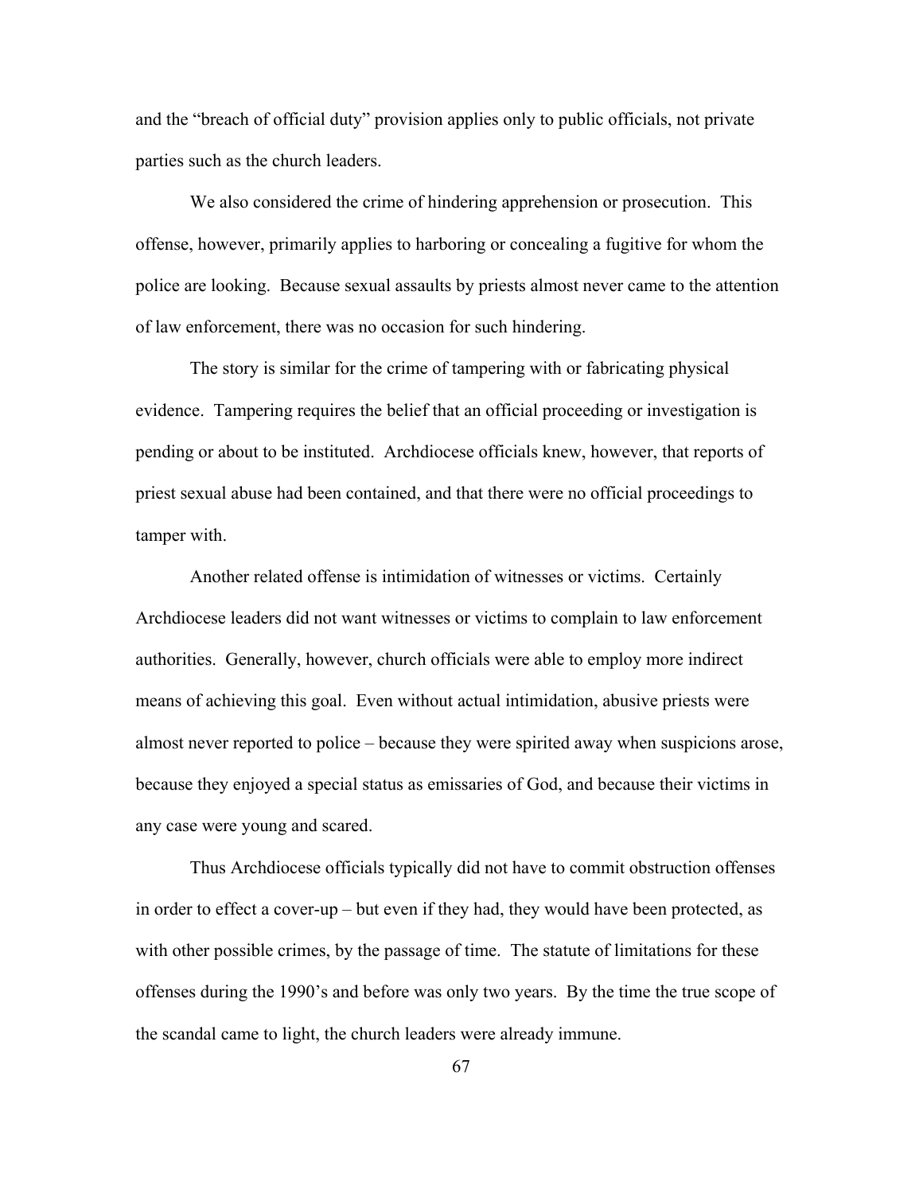and the "breach of official duty" provision applies only to public officials, not private parties such as the church leaders.

We also considered the crime of hindering apprehension or prosecution. This offense, however, primarily applies to harboring or concealing a fugitive for whom the police are looking. Because sexual assaults by priests almost never came to the attention of law enforcement, there was no occasion for such hindering.

The story is similar for the crime of tampering with or fabricating physical evidence. Tampering requires the belief that an official proceeding or investigation is pending or about to be instituted. Archdiocese officials knew, however, that reports of priest sexual abuse had been contained, and that there were no official proceedings to tamper with.

Another related offense is intimidation of witnesses or victims. Certainly Archdiocese leaders did not want witnesses or victims to complain to law enforcement authorities. Generally, however, church officials were able to employ more indirect means of achieving this goal. Even without actual intimidation, abusive priests were almost never reported to police – because they were spirited away when suspicions arose, because they enjoyed a special status as emissaries of God, and because their victims in any case were young and scared.

Thus Archdiocese officials typically did not have to commit obstruction offenses in order to effect a cover-up – but even if they had, they would have been protected, as with other possible crimes, by the passage of time. The statute of limitations for these offenses during the 1990's and before was only two years. By the time the true scope of the scandal came to light, the church leaders were already immune.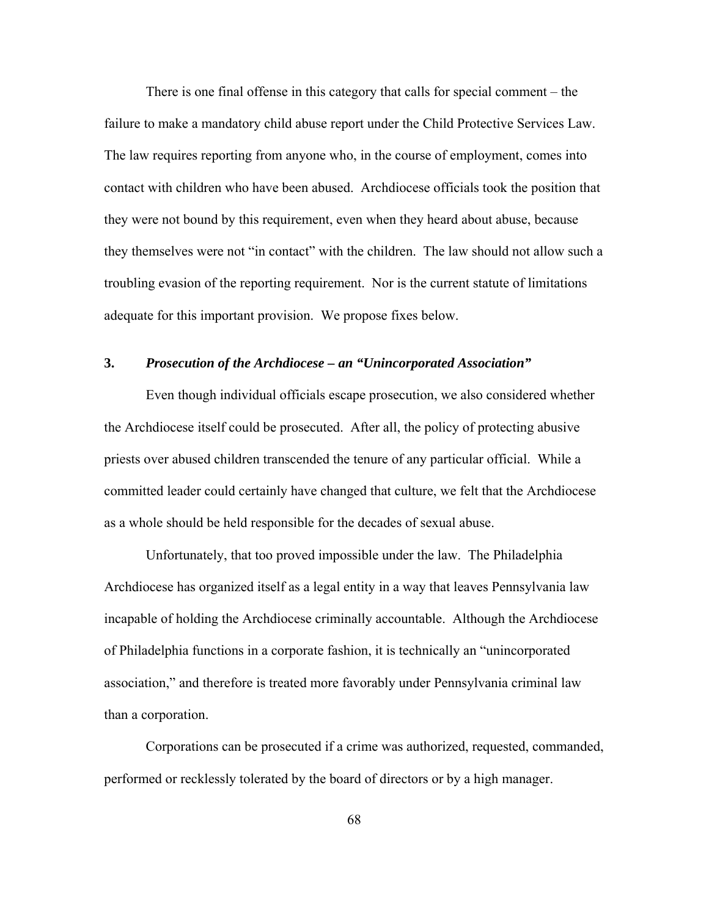There is one final offense in this category that calls for special comment – the failure to make a mandatory child abuse report under the Child Protective Services Law. The law requires reporting from anyone who, in the course of employment, comes into contact with children who have been abused. Archdiocese officials took the position that they were not bound by this requirement, even when they heard about abuse, because they themselves were not "in contact" with the children. The law should not allow such a troubling evasion of the reporting requirement. Nor is the current statute of limitations adequate for this important provision. We propose fixes below.

### 3. *Prosecution of the Archdiocese – an "Unincorporated Association"*

Even though individual officials escape prosecution, we also considered whether the Archdiocese itself could be prosecuted. After all, the policy of protecting abusive priests over abused children transcended the tenure of any particular official. While a committed leader could certainly have changed that culture, we felt that the Archdiocese as a whole should be held responsible for the decades of sexual abuse.

Unfortunately, that too proved impossible under the law. The Philadelphia Archdiocese has organized itself as a legal entity in a way that leaves Pennsylvania law incapable of holding the Archdiocese criminally accountable. Although the Archdiocese of Philadelphia functions in a corporate fashion, it is technically an "unincorporated association," and therefore is treated more favorably under Pennsylvania criminal law than a corporation.

Corporations can be prosecuted if a crime was authorized, requested, commanded, performed or recklessly tolerated by the board of directors or by a high manager.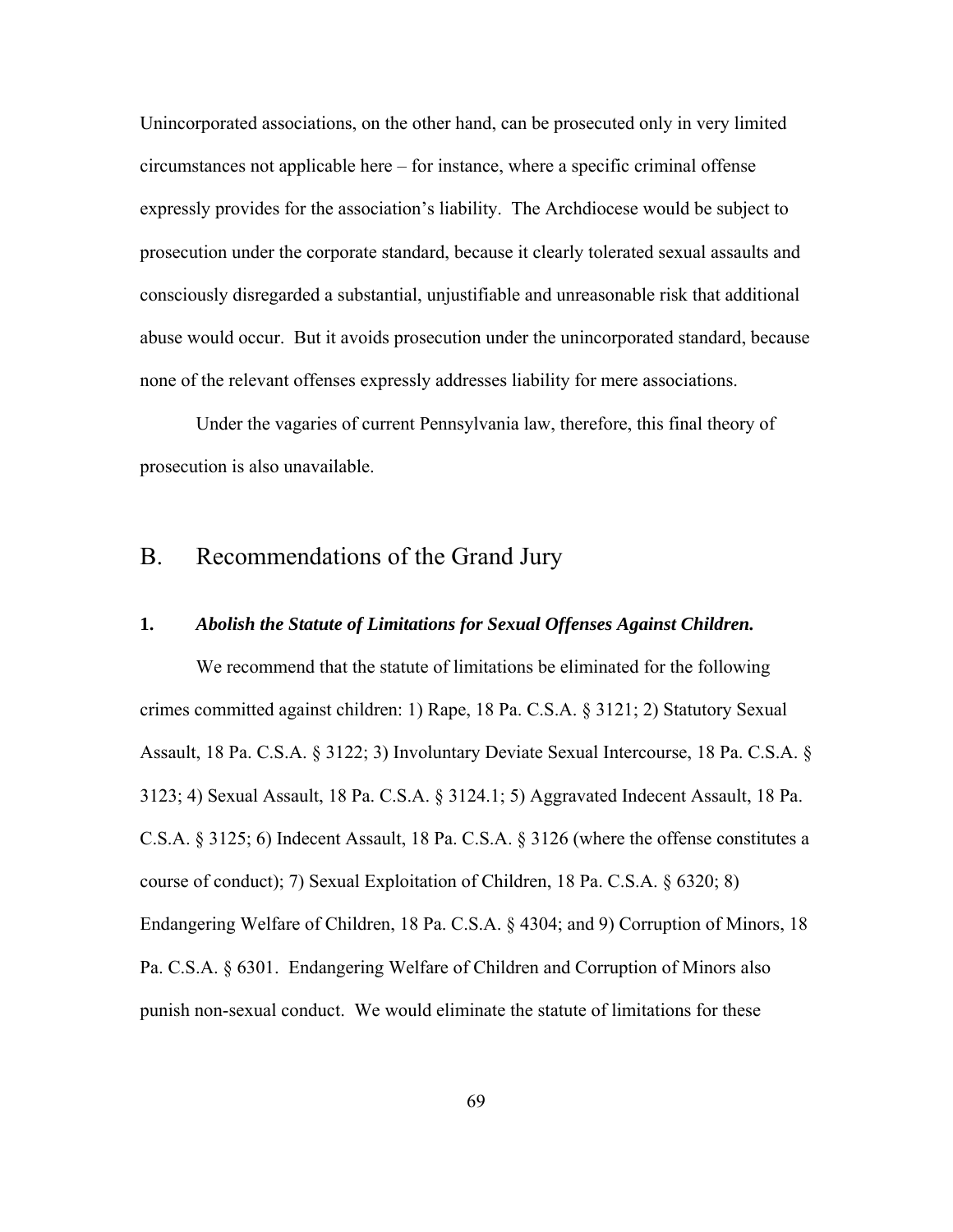Unincorporated associations, on the other hand, can be prosecuted only in very limited circumstances not applicable here – for instance, where a specific criminal offense expressly provides for the association's liability. The Archdiocese would be subject to prosecution under the corporate standard, because it clearly tolerated sexual assaults and consciously disregarded a substantial, unjustifiable and unreasonable risk that additional abuse would occur. But it avoids prosecution under the unincorporated standard, because none of the relevant offenses expressly addresses liability for mere associations.

Under the vagaries of current Pennsylvania law, therefore, this final theory of prosecution is also unavailable.

## B. Recommendations of the Grand Jury

### 1. *Abolish the Statute of Limitations for Sexual Offenses Against Children.*

We recommend that the statute of limitations be eliminated for the following crimes committed against children: 1) Rape, 18 Pa. C.S.A. § 3121; 2) Statutory Sexual Assault, 18 Pa. C.S.A. § 3122; 3) Involuntary Deviate Sexual Intercourse, 18 Pa. C.S.A. § 3123; 4) Sexual Assault, 18 Pa. C.S.A. § 3124.1; 5) Aggravated Indecent Assault, 18 Pa. C.S.A. § 3125; 6) Indecent Assault, 18 Pa. C.S.A. § 3126 (where the offense constitutes a course of conduct); 7) Sexual Exploitation of Children, 18 Pa. C.S.A. § 6320; 8) Endangering Welfare of Children, 18 Pa. C.S.A. § 4304; and 9) Corruption of Minors, 18 Pa. C.S.A. § 6301. Endangering Welfare of Children and Corruption of Minors also punish non-sexual conduct. We would eliminate the statute of limitations for these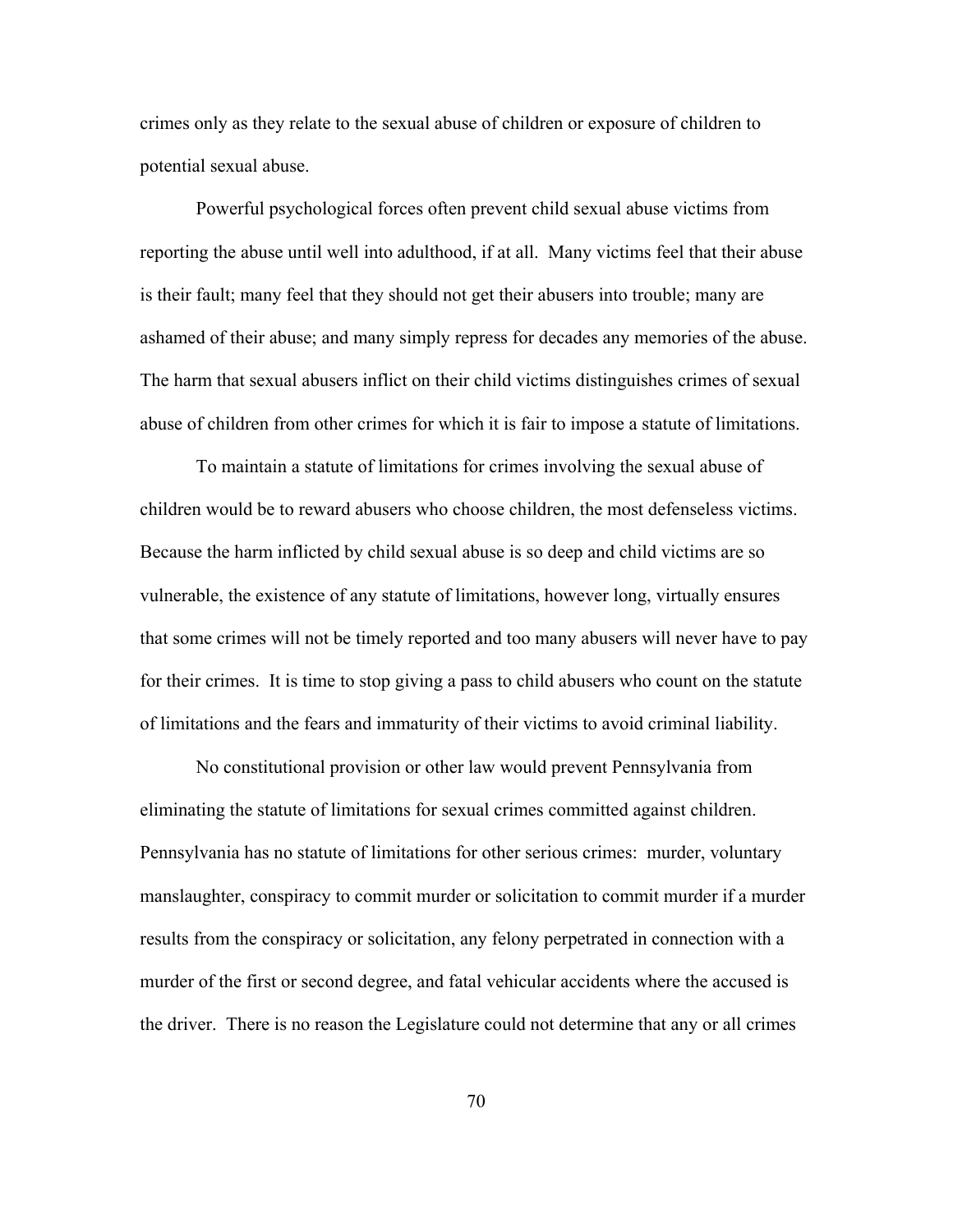crimes only as they relate to the sexual abuse of children or exposure of children to potential sexual abuse.

Powerful psychological forces often prevent child sexual abuse victims from reporting the abuse until well into adulthood, if at all. Many victims feel that their abuse is their fault; many feel that they should not get their abusers into trouble; many are ashamed of their abuse; and many simply repress for decades any memories of the abuse. The harm that sexual abusers inflict on their child victims distinguishes crimes of sexual abuse of children from other crimes for which it is fair to impose a statute of limitations.

To maintain a statute of limitations for crimes involving the sexual abuse of children would be to reward abusers who choose children, the most defenseless victims. Because the harm inflicted by child sexual abuse is so deep and child victims are so vulnerable, the existence of any statute of limitations, however long, virtually ensures that some crimes will not be timely reported and too many abusers will never have to pay for their crimes. It is time to stop giving a pass to child abusers who count on the statute of limitations and the fears and immaturity of their victims to avoid criminal liability.

No constitutional provision or other law would prevent Pennsylvania from eliminating the statute of limitations for sexual crimes committed against children. Pennsylvania has no statute of limitations for other serious crimes: murder, voluntary manslaughter, conspiracy to commit murder or solicitation to commit murder if a murder results from the conspiracy or solicitation, any felony perpetrated in connection with a murder of the first or second degree, and fatal vehicular accidents where the accused is the driver. There is no reason the Legislature could not determine that any or all crimes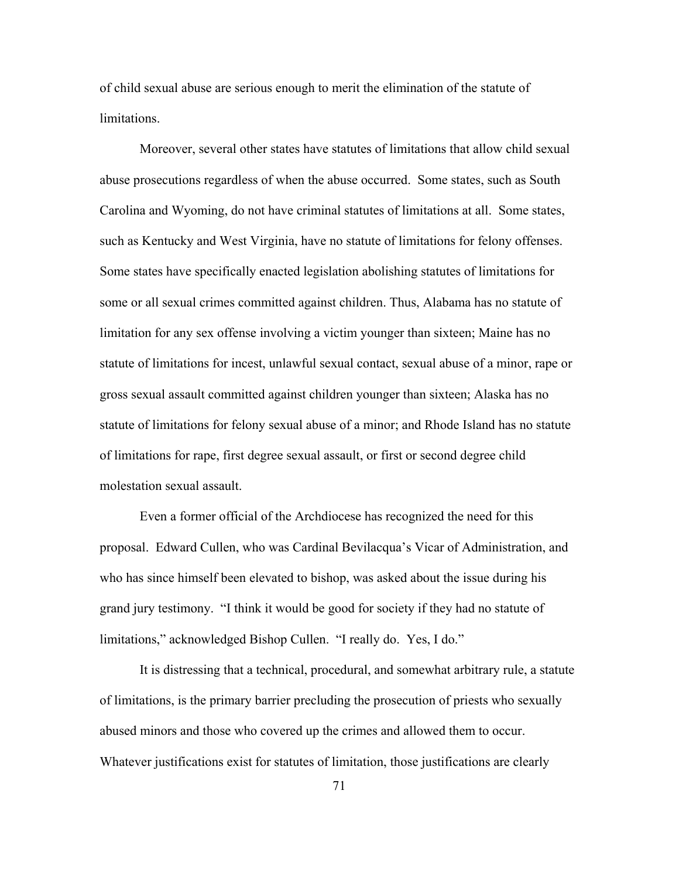of child sexual abuse are serious enough to merit the elimination of the statute of limitations.

Moreover, several other states have statutes of limitations that allow child sexual abuse prosecutions regardless of when the abuse occurred. Some states, such as South Carolina and Wyoming, do not have criminal statutes of limitations at all. Some states, such as Kentucky and West Virginia, have no statute of limitations for felony offenses. Some states have specifically enacted legislation abolishing statutes of limitations for some or all sexual crimes committed against children. Thus, Alabama has no statute of limitation for any sex offense involving a victim younger than sixteen; Maine has no statute of limitations for incest, unlawful sexual contact, sexual abuse of a minor, rape or gross sexual assault committed against children younger than sixteen; Alaska has no statute of limitations for felony sexual abuse of a minor; and Rhode Island has no statute of limitations for rape, first degree sexual assault, or first or second degree child molestation sexual assault.

Even a former official of the Archdiocese has recognized the need for this proposal. Edward Cullen, who was Cardinal Bevilacqua's Vicar of Administration, and who has since himself been elevated to bishop, was asked about the issue during his grand jury testimony. "I think it would be good for society if they had no statute of limitations," acknowledged Bishop Cullen. "I really do. Yes, I do."

It is distressing that a technical, procedural, and somewhat arbitrary rule, a statute of limitations, is the primary barrier precluding the prosecution of priests who sexually abused minors and those who covered up the crimes and allowed them to occur. Whatever justifications exist for statutes of limitation, those justifications are clearly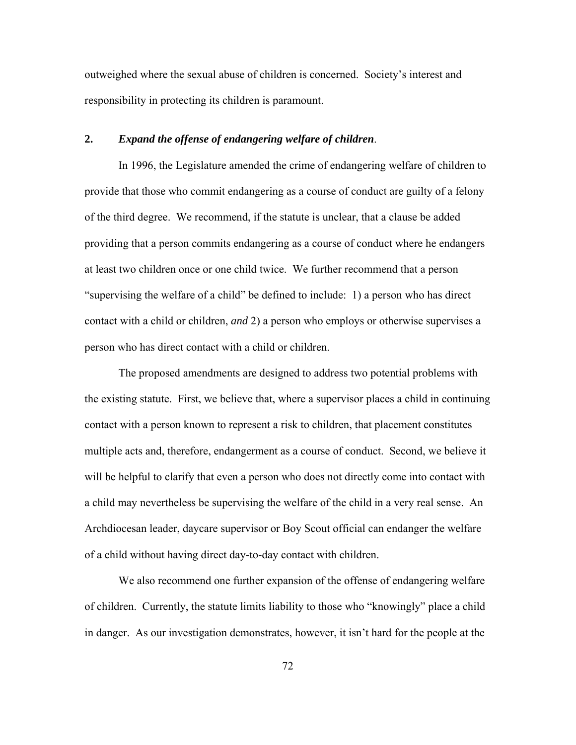outweighed where the sexual abuse of children is concerned. Society's interest and responsibility in protecting its children is paramount.

**2. *Expand the offense of endangering welfare of children*.**

In 1996, the Legislature amended the crime of endangering welfare of children to provide that those who commit endangering as a course of conduct are guilty of a felony of the third degree. We recommend, if the statute is unclear, that a clause be added providing that a person commits endangering as a course of conduct where he endangers at least two children once or one child twice. We further recommend that a person "supervising the welfare of a child" be defined to include: 1) a person who has direct contact with a child or children, *and* 2) a person who employs or otherwise supervises a person who has direct contact with a child or children.

The proposed amendments are designed to address two potential problems with the existing statute. First, we believe that, where a supervisor places a child in continuing contact with a person known to represent a risk to children, that placement constitutes multiple acts and, therefore, endangerment as a course of conduct. Second, we believe it will be helpful to clarify that even a person who does not directly come into contact with a child may nevertheless be supervising the welfare of the child in a very real sense. An Archdiocesan leader, daycare supervisor or Boy Scout official can endanger the welfare of a child without having direct day-to-day contact with children.

We also recommend one further expansion of the offense of endangering welfare of children. Currently, the statute limits liability to those who "knowingly" place a child in danger. As our investigation demonstrates, however, it isn't hard for the people at the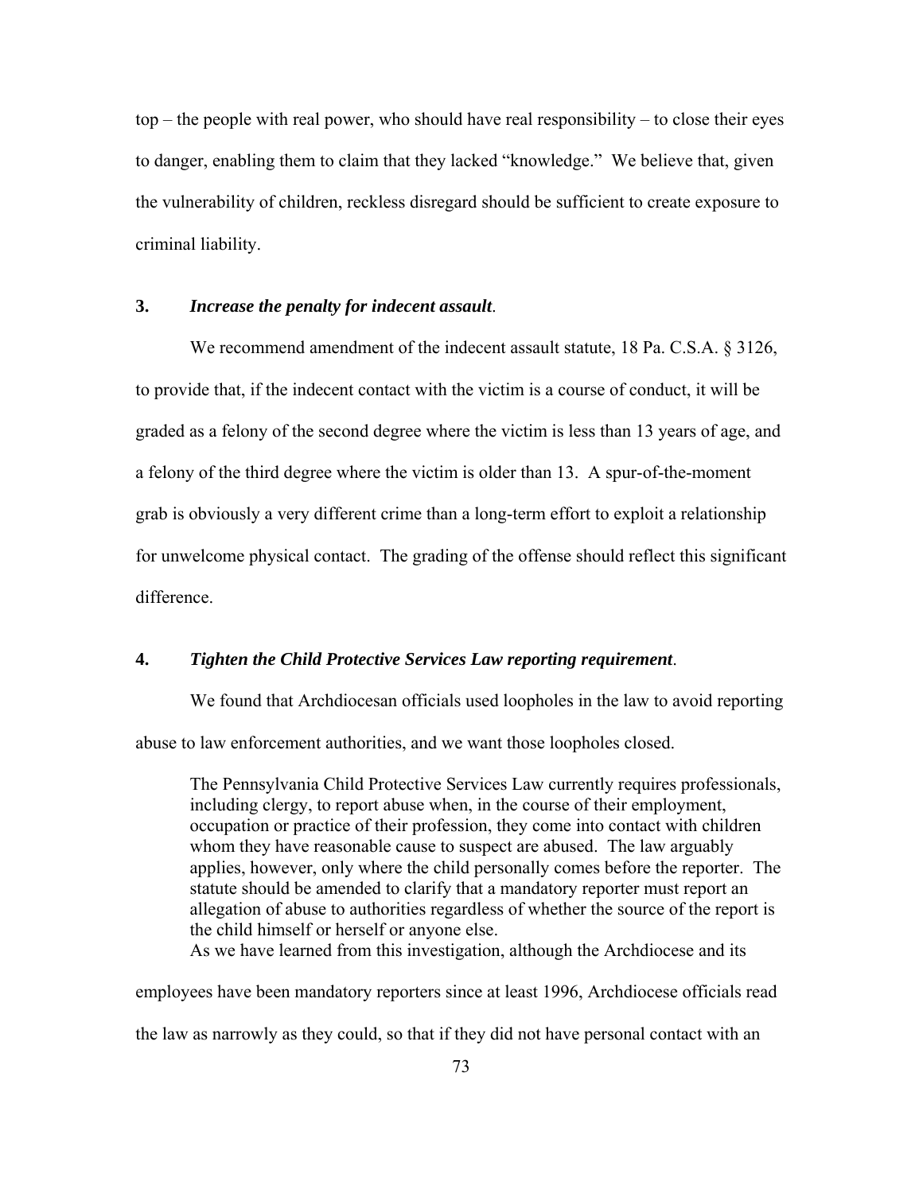top – the people with real power, who should have real responsibility – to close their eyes to danger, enabling them to claim that they lacked "knowledge." We believe that, given the vulnerability of children, reckless disregard should be sufficient to create exposure to criminal liability.

**3.** ***Increase the penalty for indecent assault*.**

We recommend amendment of the indecent assault statute, 18 Pa. C.S.A. § 3126, to provide that, if the indecent contact with the victim is a course of conduct, it will be graded as a felony of the second degree where the victim is less than 13 years of age, and a felony of the third degree where the victim is older than 13. A spur-of-the-moment grab is obviously a very different crime than a long-term effort to exploit a relationship for unwelcome physical contact. The grading of the offense should reflect this significant difference.

**4.** ***Tighten the Child Protective Services Law reporting requirement*.**

We found that Archdiocesan officials used loopholes in the law to avoid reporting abuse to law enforcement authorities, and we want those loopholes closed.

> The Pennsylvania Child Protective Services Law currently requires professionals, including clergy, to report abuse when, in the course of their employment, occupation or practice of their profession, they come into contact with children whom they have reasonable cause to suspect are abused. The law arguably applies, however, only where the child personally comes before the reporter. The statute should be amended to clarify that a mandatory reporter must report an allegation of abuse to authorities regardless of whether the source of the report is the child himself or herself or anyone else.

As we have learned from this investigation, although the Archdiocese and its employees have been mandatory reporters since at least 1996, Archdiocese officials read the law as narrowly as they could, so that if they did not have personal contact with an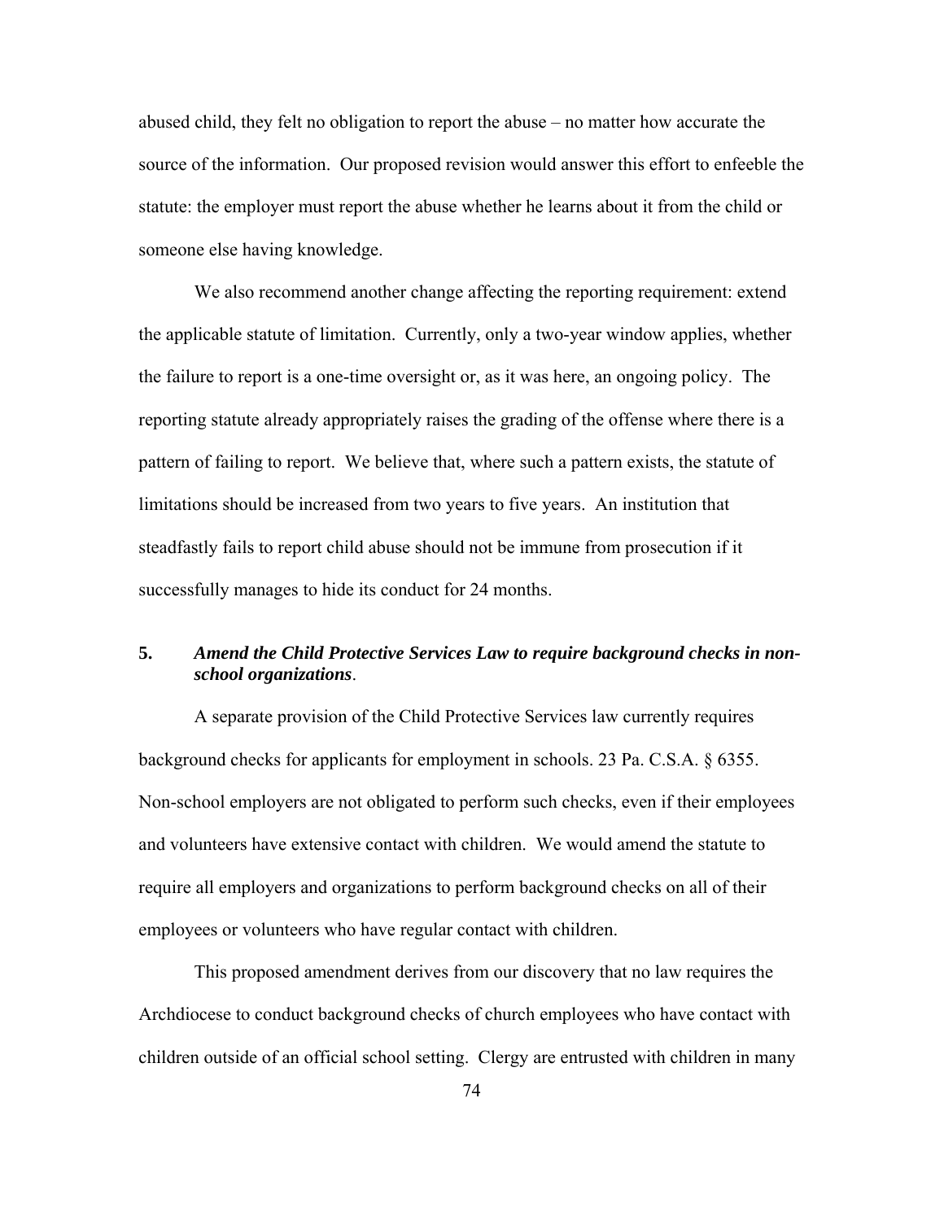abused child, they felt no obligation to report the abuse – no matter how accurate the source of the information. Our proposed revision would answer this effort to enfeeble the statute: the employer must report the abuse whether he learns about it from the child or someone else having knowledge.

We also recommend another change affecting the reporting requirement: extend the applicable statute of limitation. Currently, only a two-year window applies, whether the failure to report is a one-time oversight or, as it was here, an ongoing policy. The reporting statute already appropriately raises the grading of the offense where there is a pattern of failing to report. We believe that, where such a pattern exists, the statute of limitations should be increased from two years to five years. An institution that steadfastly fails to report child abuse should not be immune from prosecution if it successfully manages to hide its conduct for 24 months.

### 5. *Amend the Child Protective Services Law to require background checks in non-school organizations*.

A separate provision of the Child Protective Services law currently requires background checks for applicants for employment in schools. 23 Pa. C.S.A. § 6355. Non-school employers are not obligated to perform such checks, even if their employees and volunteers have extensive contact with children. We would amend the statute to require all employers and organizations to perform background checks on all of their employees or volunteers who have regular contact with children.

This proposed amendment derives from our discovery that no law requires the Archdiocese to conduct background checks of church employees who have contact with children outside of an official school setting. Clergy are entrusted with children in many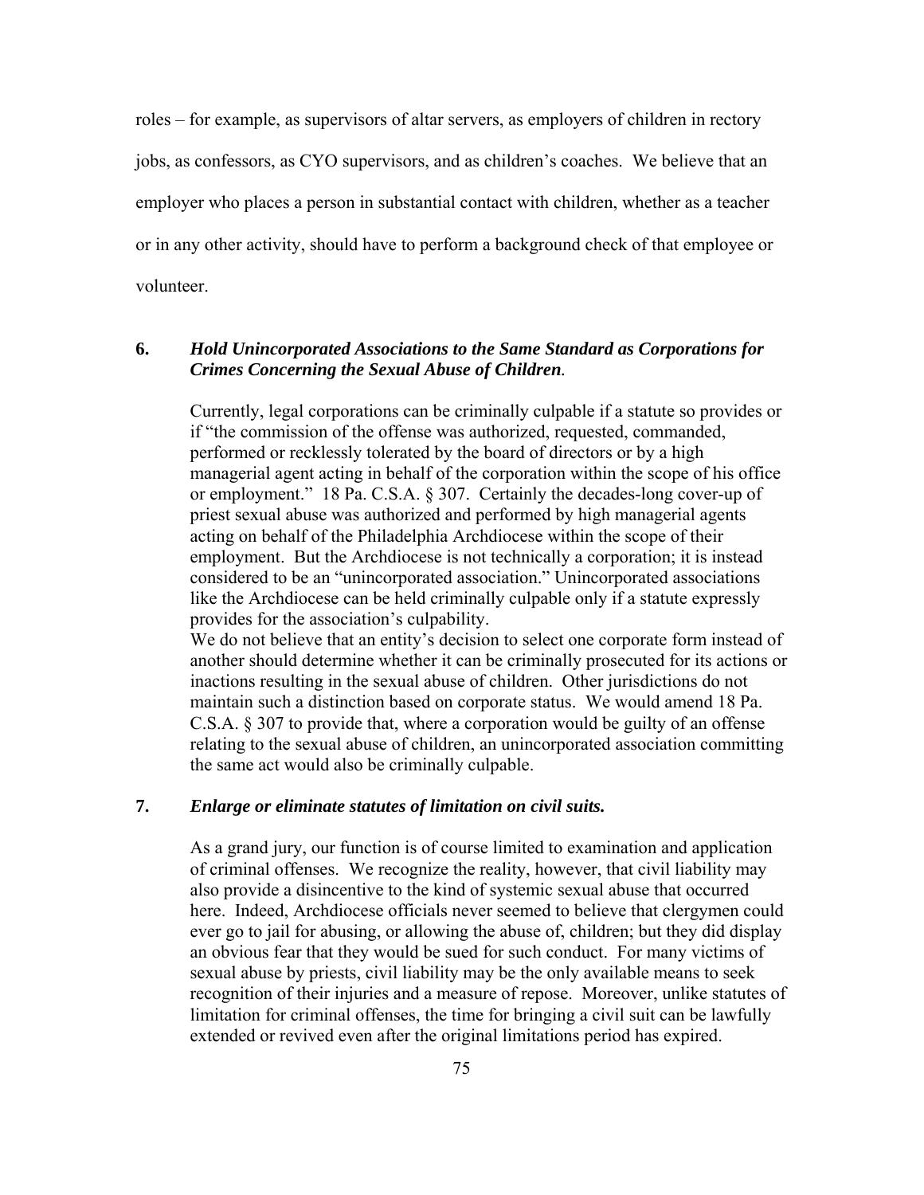roles – for example, as supervisors of altar servers, as employers of children in rectory jobs, as confessors, as CYO supervisors, and as children's coaches. We believe that an employer who places a person in substantial contact with children, whether as a teacher or in any other activity, should have to perform a background check of that employee or volunteer.

**6.** ***Hold Unincorporated Associations to the Same Standard as Corporations for Crimes Concerning the Sexual Abuse of Children.***

Currently, legal corporations can be criminally culpable if a statute so provides or if "the commission of the offense was authorized, requested, commanded, performed or recklessly tolerated by the board of directors or by a high managerial agent acting in behalf of the corporation within the scope of his office or employment." 18 Pa. C.S.A. § 307. Certainly the decades-long cover-up of priest sexual abuse was authorized and performed by high managerial agents acting on behalf of the Philadelphia Archdiocese within the scope of their employment. But the Archdiocese is not technically a corporation; it is instead considered to be an "unincorporated association." Unincorporated associations like the Archdiocese can be held criminally culpable only if a statute expressly provides for the association's culpability.

We do not believe that an entity's decision to select one corporate form instead of another should determine whether it can be criminally prosecuted for its actions or inactions resulting in the sexual abuse of children. Other jurisdictions do not maintain such a distinction based on corporate status. We would amend 18 Pa. C.S.A. § 307 to provide that, where a corporation would be guilty of an offense relating to the sexual abuse of children, an unincorporated association committing the same act would also be criminally culpable.

**7.** ***Enlarge or eliminate statutes of limitation on civil suits.***

As a grand jury, our function is of course limited to examination and application of criminal offenses. We recognize the reality, however, that civil liability may also provide a disincentive to the kind of systemic sexual abuse that occurred here. Indeed, Archdiocese officials never seemed to believe that clergymen could ever go to jail for abusing, or allowing the abuse of, children; but they did display an obvious fear that they would be sued for such conduct. For many victims of sexual abuse by priests, civil liability may be the only available means to seek recognition of their injuries and a measure of repose. Moreover, unlike statutes of limitation for criminal offenses, the time for bringing a civil suit can be lawfully extended or revived even after the original limitations period has expired.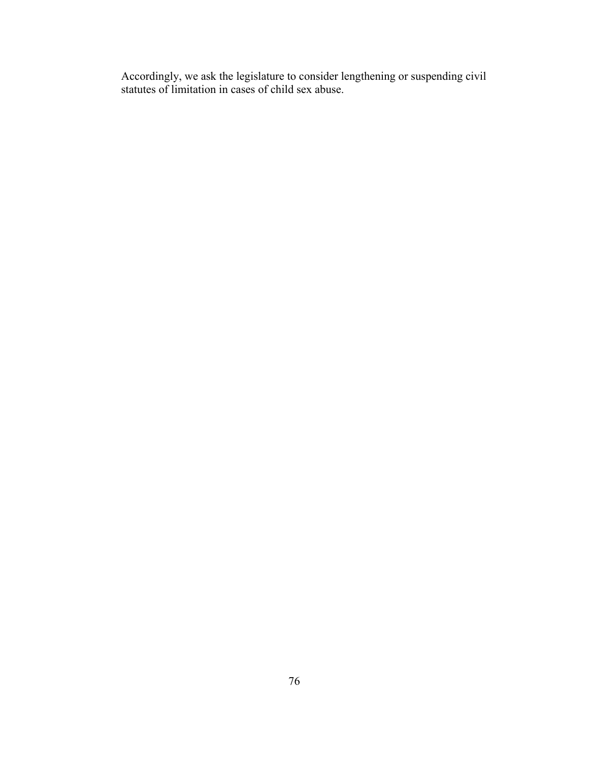Accordingly, we ask the legislature to consider lengthening or suspending civil statutes of limitation in cases of child sex abuse.